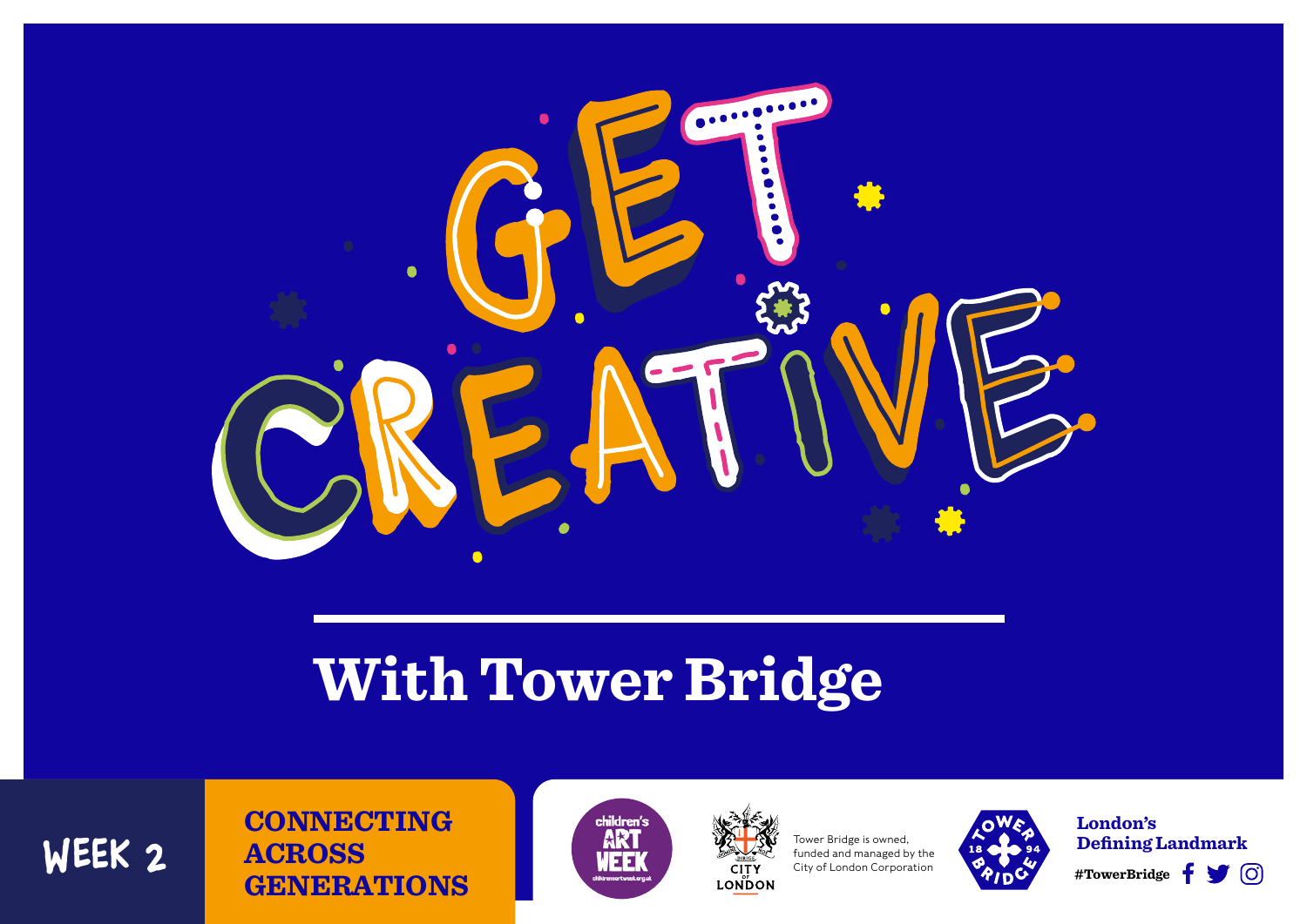# GET CREATIVE

## With Tower Bridge

WEEK 2

**CONNECTING ACROSS GENERATIONS**

children's ART WEEK
childrensartweek.org.uk

CITY OF LONDON

Tower Bridge is owned, funded and managed by the City of London Corporation

TOWER BRIDGE 1894

**London's Defining Landmark**

**#TowerBridge**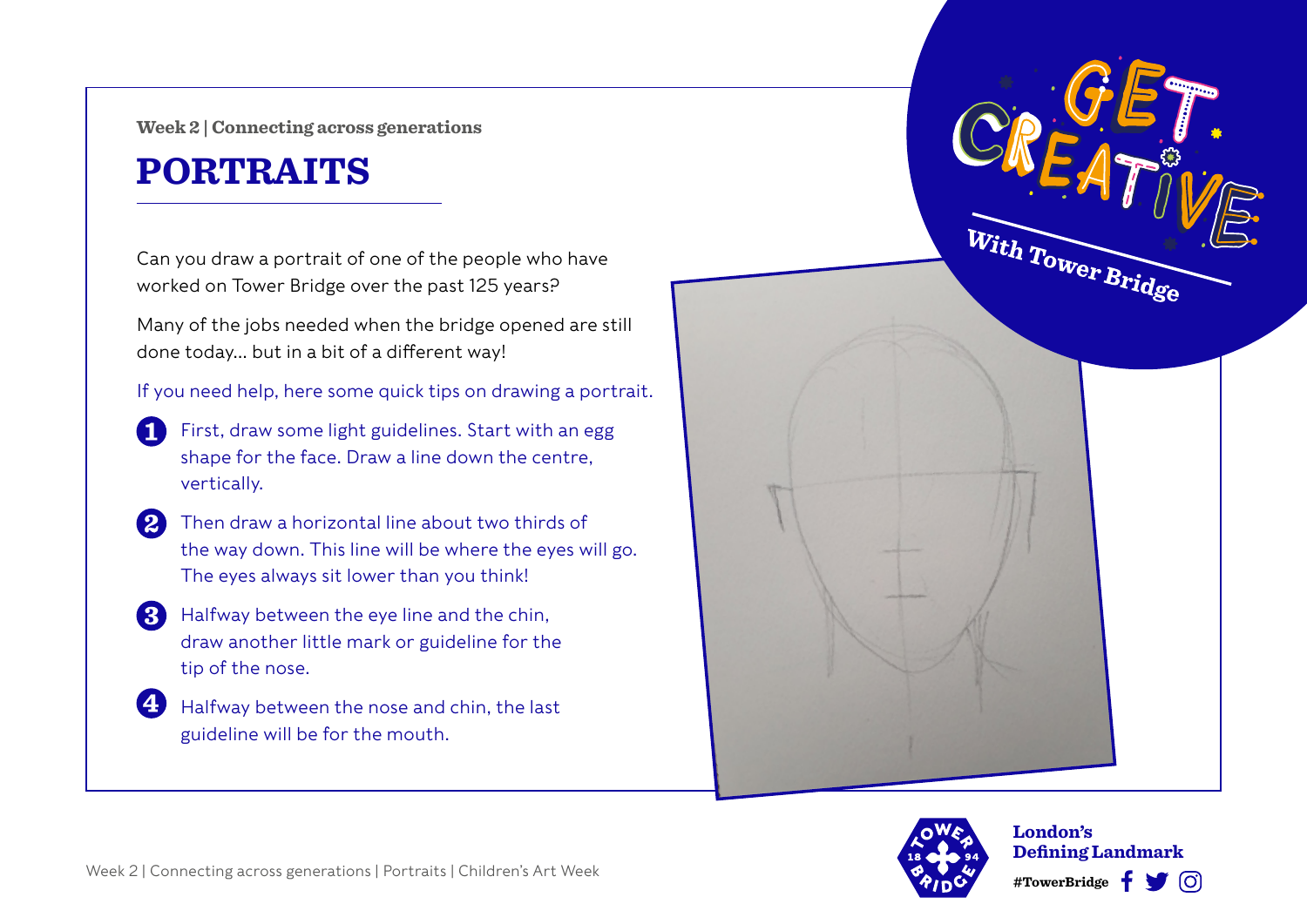Week 2 | Connecting across generations

# PORTRAITS

Can you draw a portrait of one of the people who have worked on Tower Bridge over the past 125 years?

Many of the jobs needed when the bridge opened are still done today... but in a bit of a different way!

If you need help, here some quick tips on drawing a portrait.

1. First, draw some light guidelines. Start with an egg shape for the face. Draw a line down the centre, vertically.
2. Then draw a horizontal line about two thirds of the way down. This line will be where the eyes will go. The eyes always sit lower than you think!
3. Halfway between the eye line and the chin, draw another little mark or guideline for the tip of the nose.
4. Halfway between the nose and chin, the last guideline will be for the mouth.

GET CREATIVE With Tower Bridge

London's Defining Landmark

#TowerBridge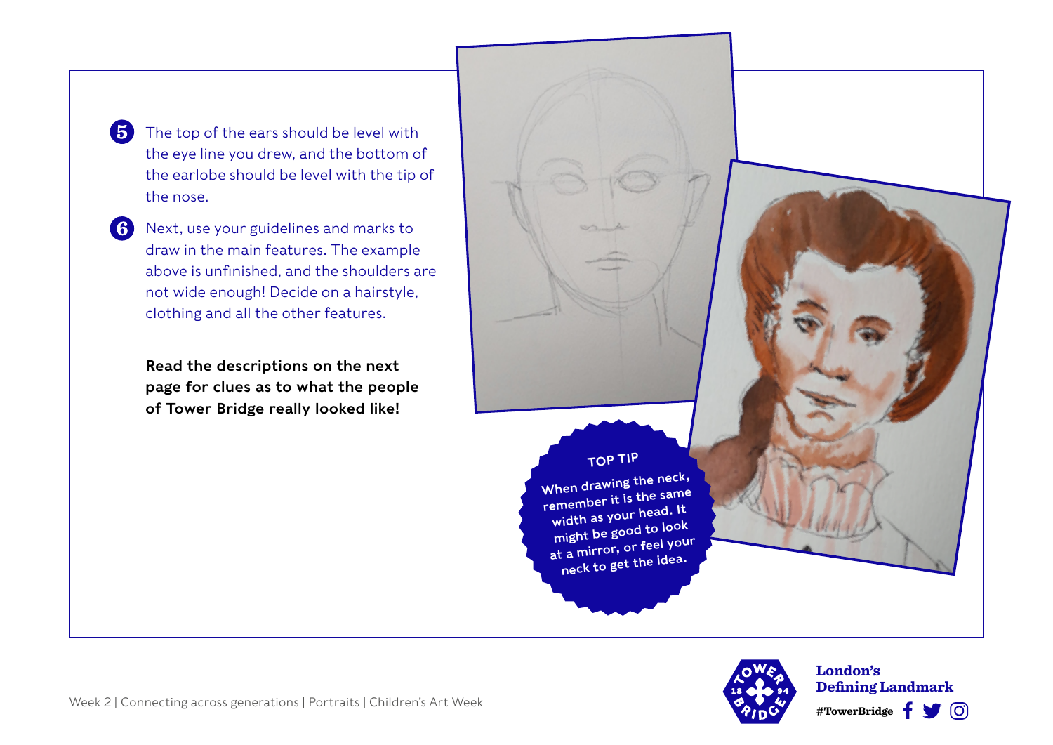5. The top of the ears should be level with the eye line you drew, and the bottom of the earlobe should be level with the tip of the nose.

6. Next, use your guidelines and marks to draw in the main features. The example above is unfinished, and the shoulders are not wide enough! Decide on a hairstyle, clothing and all the other features.

**Read the descriptions on the next page for clues as to what the people of Tower Bridge really looked like!**

**TOP TIP**

When drawing the neck, remember it is the same width as your head. It might be good to look at a mirror, or feel your neck to get the idea.

**London's Defining Landmark**

#TowerBridge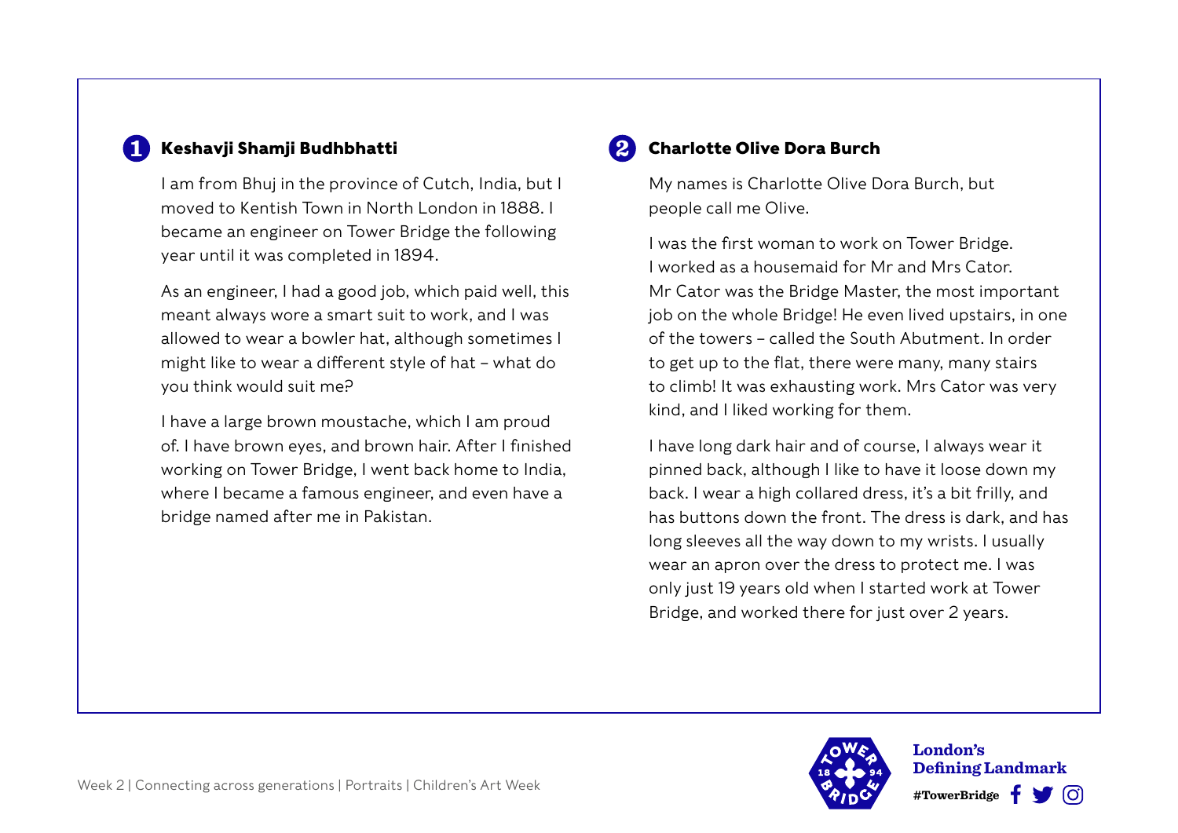## 1 Keshavji Shamji Budhbhatti

I am from Bhuj in the province of Cutch, India, but I moved to Kentish Town in North London in 1888. I became an engineer on Tower Bridge the following year until it was completed in 1894.

As an engineer, I had a good job, which paid well, this meant always wore a smart suit to work, and I was allowed to wear a bowler hat, although sometimes I might like to wear a different style of hat – what do you think would suit me?

I have a large brown moustache, which I am proud of. I have brown eyes, and brown hair. After I finished working on Tower Bridge, I went back home to India, where I became a famous engineer, and even have a bridge named after me in Pakistan.

## 2 Charlotte Olive Dora Burch

My names is Charlotte Olive Dora Burch, but people call me Olive.

I was the first woman to work on Tower Bridge. I worked as a housemaid for Mr and Mrs Cator. Mr Cator was the Bridge Master, the most important job on the whole Bridge! He even lived upstairs, in one of the towers – called the South Abutment. In order to get up to the flat, there were many, many stairs to climb! It was exhausting work. Mrs Cator was very kind, and I liked working for them.

I have long dark hair and of course, I always wear it pinned back, although I like to have it loose down my back. I wear a high collared dress, it's a bit frilly, and has buttons down the front. The dress is dark, and has long sleeves all the way down to my wrists. I usually wear an apron over the dress to protect me. I was only just 19 years old when I started work at Tower Bridge, and worked there for just over 2 years.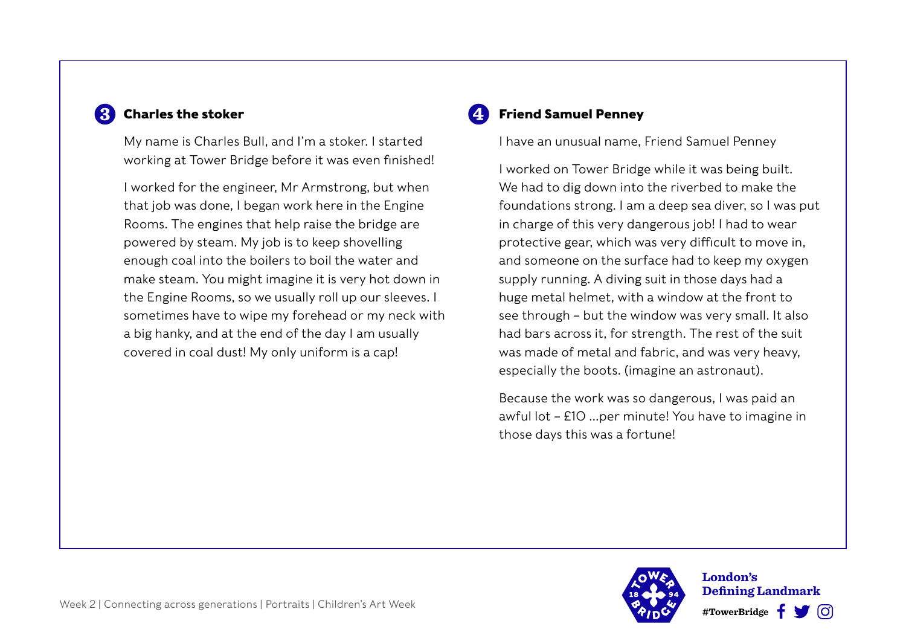### 3 Charles the stoker

My name is Charles Bull, and I'm a stoker. I started working at Tower Bridge before it was even finished!

I worked for the engineer, Mr Armstrong, but when that job was done, I began work here in the Engine Rooms. The engines that help raise the bridge are powered by steam. My job is to keep shovelling enough coal into the boilers to boil the water and make steam. You might imagine it is very hot down in the Engine Rooms, so we usually roll up our sleeves. I sometimes have to wipe my forehead or my neck with a big hanky, and at the end of the day I am usually covered in coal dust! My only uniform is a cap!

### 4 Friend Samuel Penney

I have an unusual name, Friend Samuel Penney

I worked on Tower Bridge while it was being built. We had to dig down into the riverbed to make the foundations strong. I am a deep sea diver, so I was put in charge of this very dangerous job! I had to wear protective gear, which was very difficult to move in, and someone on the surface had to keep my oxygen supply running. A diving suit in those days had a huge metal helmet, with a window at the front to see through – but the window was very small. It also had bars across it, for strength. The rest of the suit was made of metal and fabric, and was very heavy, especially the boots. (imagine an astronaut).

Because the work was so dangerous, I was paid an awful lot – £10 ...per minute! You have to imagine in those days this was a fortune!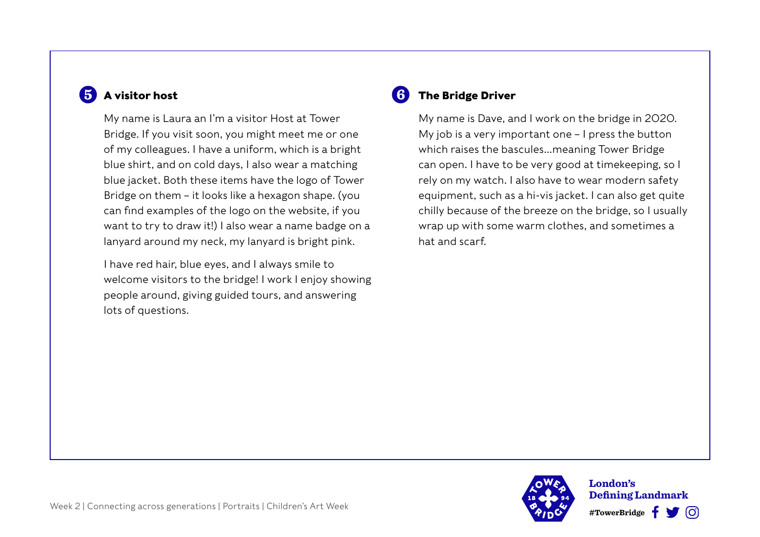## 5 A visitor host

My name is Laura an I'm a visitor Host at Tower Bridge. If you visit soon, you might meet me or one of my colleagues. I have a uniform, which is a bright blue shirt, and on cold days, I also wear a matching blue jacket. Both these items have the logo of Tower Bridge on them – it looks like a hexagon shape. (you can find examples of the logo on the website, if you want to try to draw it!) I also wear a name badge on a lanyard around my neck, my lanyard is bright pink.

I have red hair, blue eyes, and I always smile to welcome visitors to the bridge! I work I enjoy showing people around, giving guided tours, and answering lots of questions.

## 6 The Bridge Driver

My name is Dave, and I work on the bridge in 2020. My job is a very important one – I press the button which raises the bascules...meaning Tower Bridge can open. I have to be very good at timekeeping, so I rely on my watch. I also have to wear modern safety equipment, such as a hi-vis jacket. I can also get quite chilly because of the breeze on the bridge, so I usually wrap up with some warm clothes, and sometimes a hat and scarf.